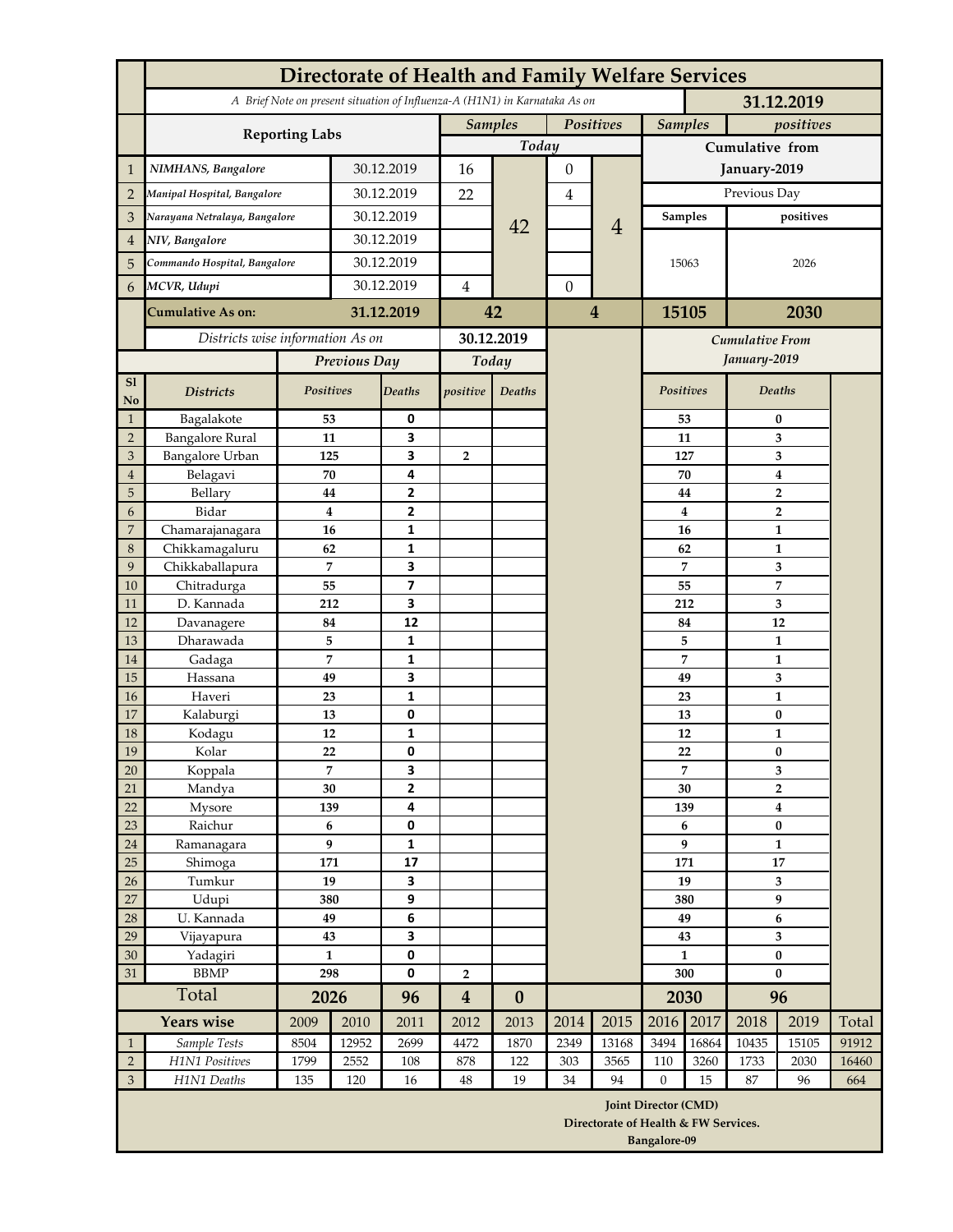# Directorate of Health and Family Welfare Services

*A Brief Note on present situation of Influenza-A (H1N1) in Karnataka As on* **31.12.2019**

| | Reporting Labs | | Samples Today | Positives Today | Samples (Cumulative from January-2019, Previous Day) | positives (Cumulative from January-2019, Previous Day) |
|---|---|---|---|---|---|---|
| 1 | NIMHANS, Bangalore | 30.12.2019 | 16 | 0 | 15063 | 2026 |
| 2 | Manipal Hospital, Bangalore | 30.12.2019 | 22 | 4 | | |
| 3 | Narayana Netralaya, Bangalore | 30.12.2019 | | | | |
| 4 | NIV, Bangalore | 30.12.2019 | | | | |
| 5 | Commando Hospital, Bangalore | 30.12.2019 | | | | |
| 6 | MCVR, Udupi | 30.12.2019 | 4 | 0 | | |
| | Total | | 42 | 4 | | |
| | **Cumulative As on:** | **31.12.2019** | **42** | **4** | **15105** | **2030** |

*Districts wise information As on* **30.12.2019**

| Sl No | Districts | Previous Day Positives | Previous Day Deaths | Today positive | Today Deaths | Cumulative From January-2019 Positives | Cumulative From January-2019 Deaths |
|---|---|---|---|---|---|---|---|
| 1 | Bagalakote | 53 | 0 | | | 53 | 0 |
| 2 | Bangalore Rural | 11 | 3 | | | 11 | 3 |
| 3 | Bangalore Urban | 125 | 3 | 2 | | 127 | 3 |
| 4 | Belagavi | 70 | 4 | | | 70 | 4 |
| 5 | Bellary | 44 | 2 | | | 44 | 2 |
| 6 | Bidar | 4 | 2 | | | 4 | 2 |
| 7 | Chamarajanagara | 16 | 1 | | | 16 | 1 |
| 8 | Chikkamagaluru | 62 | 1 | | | 62 | 1 |
| 9 | Chikkaballapura | 7 | 3 | | | 7 | 3 |
| 10 | Chitradurga | 55 | 7 | | | 55 | 7 |
| 11 | D. Kannada | 212 | 3 | | | 212 | 3 |
| 12 | Davanagere | 84 | 12 | | | 84 | 12 |
| 13 | Dharawada | 5 | 1 | | | 5 | 1 |
| 14 | Gadaga | 7 | 1 | | | 7 | 1 |
| 15 | Hassana | 49 | 3 | | | 49 | 3 |
| 16 | Haveri | 23 | 1 | | | 23 | 1 |
| 17 | Kalaburgi | 13 | 0 | | | 13 | 0 |
| 18 | Kodagu | 12 | 1 | | | 12 | 1 |
| 19 | Kolar | 22 | 0 | | | 22 | 0 |
| 20 | Koppala | 7 | 3 | | | 7 | 3 |
| 21 | Mandya | 30 | 2 | | | 30 | 2 |
| 22 | Mysore | 139 | 4 | | | 139 | 4 |
| 23 | Raichur | 6 | 0 | | | 6 | 0 |
| 24 | Ramanagara | 9 | 1 | | | 9 | 1 |
| 25 | Shimoga | 171 | 17 | | | 171 | 17 |
| 26 | Tumkur | 19 | 3 | | | 19 | 3 |
| 27 | Udupi | 380 | 9 | | | 380 | 9 |
| 28 | U. Kannada | 49 | 6 | | | 49 | 6 |
| 29 | Vijayapura | 43 | 3 | | | 43 | 3 |
| 30 | Yadagiri | 1 | 0 | | | 1 | 0 |
| 31 | BBMP | 298 | 0 | 2 | | 300 | 0 |
| | **Total** | **2026** | **96** | **4** | **0** | **2030** | **96** |

| | Years wise | 2009 | 2010 | 2011 | 2012 | 2013 | 2014 | 2015 | 2016 | 2017 | 2018 | 2019 | Total |
|---|---|---|---|---|---|---|---|---|---|---|---|---|---|
| 1 | *Sample Tests* | 8504 | 12952 | 2699 | 4472 | 1870 | 2349 | 13168 | 3494 | 16864 | 10435 | 15105 | 91912 |
| 2 | *H1N1 Positives* | 1799 | 2552 | 108 | 878 | 122 | 303 | 3565 | 110 | 3260 | 1733 | 2030 | 16460 |
| 3 | *H1N1 Deaths* | 135 | 120 | 16 | 48 | 19 | 34 | 94 | 0 | 15 | 87 | 96 | 664 |

**Joint Director (CMD)**
**Directorate of Health & FW Services.**
**Bangalore-09**